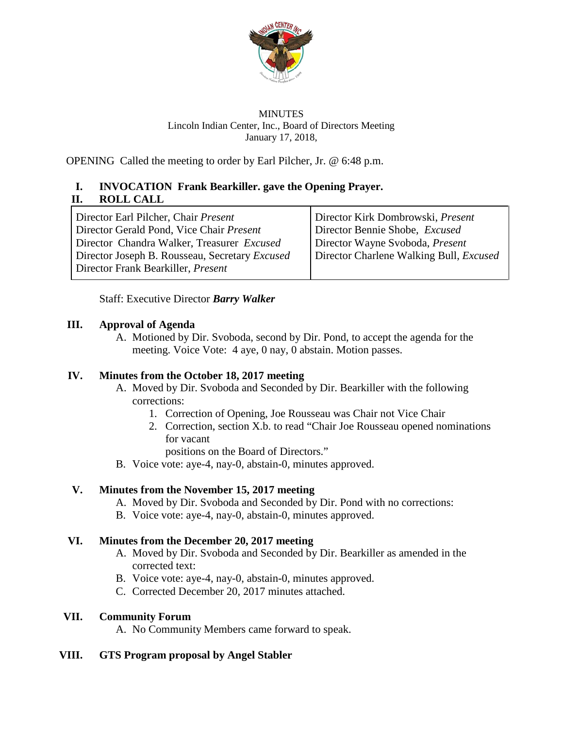MINUTES
Lincoln Indian Center, Inc., Board of Directors Meeting
January 17, 2018,

OPENING Called the meeting to order by Earl Pilcher, Jr. @ 6:48 p.m.

## I. INVOCATION Frank Bearkiller. gave the Opening Prayer.

## II. ROLL CALL

| | |
|---|---|
| Director Earl Pilcher, Chair *Present* | Director Kirk Dombrowski, *Present* |
| Director Gerald Pond, Vice Chair *Present* | Director Bennie Shobe, *Excused* |
| Director Chandra Walker, Treasurer *Excused* | Director Wayne Svoboda, *Present* |
| Director Joseph B. Rousseau, Secretary *Excused* | Director Charlene Walking Bull, *Excused* |
| Director Frank Bearkiller, *Present* | |

Staff: Executive Director ***Barry Walker***

## III. Approval of Agenda

A. Motioned by Dir. Svoboda, second by Dir. Pond, to accept the agenda for the meeting. Voice Vote: 4 aye, 0 nay, 0 abstain. Motion passes.

## IV. Minutes from the October 18, 2017 meeting

A. Moved by Dir. Svoboda and Seconded by Dir. Bearkiller with the following corrections:
   1. Correction of Opening, Joe Rousseau was Chair not Vice Chair
   2. Correction, section X.b. to read "Chair Joe Rousseau opened nominations for vacant
      positions on the Board of Directors."

B. Voice vote: aye-4, nay-0, abstain-0, minutes approved.

## V. Minutes from the November 15, 2017 meeting

A. Moved by Dir. Svoboda and Seconded by Dir. Pond with no corrections:

B. Voice vote: aye-4, nay-0, abstain-0, minutes approved.

## VI. Minutes from the December 20, 2017 meeting

A. Moved by Dir. Svoboda and Seconded by Dir. Bearkiller as amended in the corrected text:

B. Voice vote: aye-4, nay-0, abstain-0, minutes approved.

C. Corrected December 20, 2017 minutes attached.

## VII. Community Forum

A. No Community Members came forward to speak.

## VIII. GTS Program proposal by Angel Stabler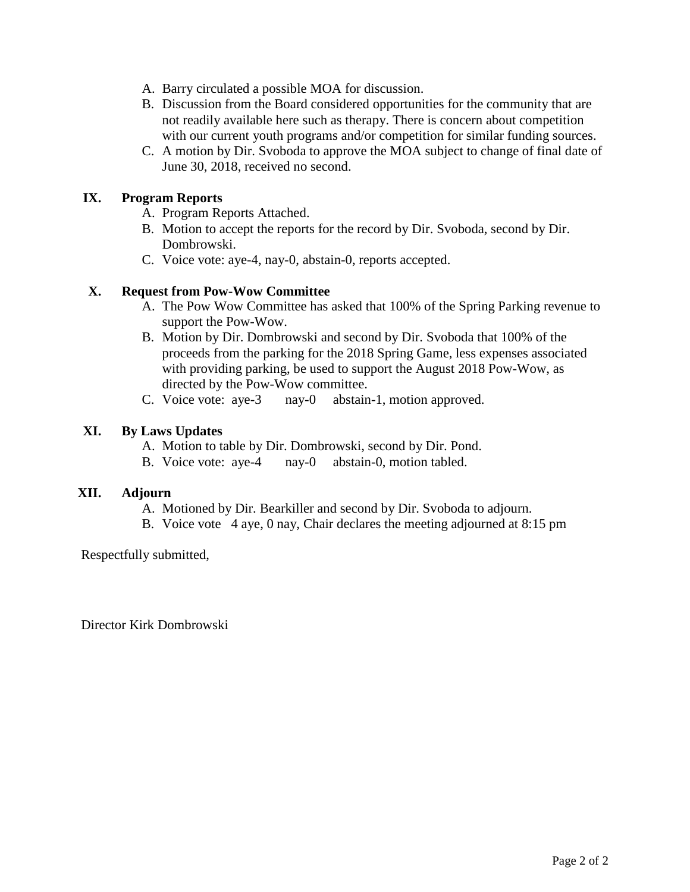A. Barry circulated a possible MOA for discussion.
B. Discussion from the Board considered opportunities for the community that are not readily available here such as therapy. There is concern about competition with our current youth programs and/or competition for similar funding sources.
C. A motion by Dir. Svoboda to approve the MOA subject to change of final date of June 30, 2018, received no second.

## IX. Program Reports

A. Program Reports Attached.
B. Motion to accept the reports for the record by Dir. Svoboda, second by Dir. Dombrowski.
C. Voice vote: aye-4, nay-0, abstain-0, reports accepted.

## X. Request from Pow-Wow Committee

A. The Pow Wow Committee has asked that 100% of the Spring Parking revenue to support the Pow-Wow.
B. Motion by Dir. Dombrowski and second by Dir. Svoboda that 100% of the proceeds from the parking for the 2018 Spring Game, less expenses associated with providing parking, be used to support the August 2018 Pow-Wow, as directed by the Pow-Wow committee.
C. Voice vote: aye-3 nay-0 abstain-1, motion approved.

## XI. By Laws Updates

A. Motion to table by Dir. Dombrowski, second by Dir. Pond.
B. Voice vote: aye-4 nay-0 abstain-0, motion tabled.

## XII. Adjourn

A. Motioned by Dir. Bearkiller and second by Dir. Svoboda to adjourn.
B. Voice vote 4 aye, 0 nay, Chair declares the meeting adjourned at 8:15 pm

Respectfully submitted,

Director Kirk Dombrowski